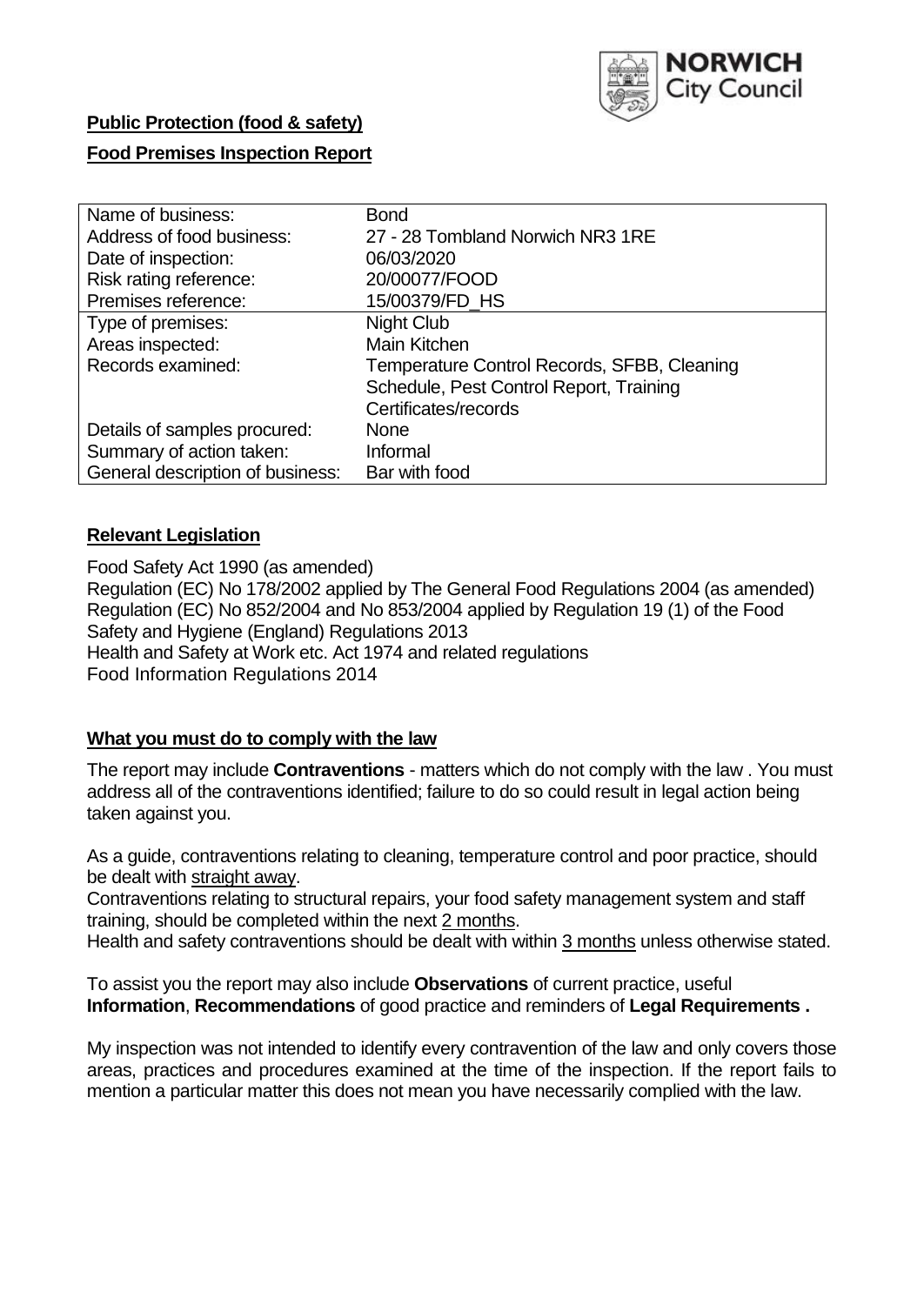**Public Protection (food & safety)**

**Food Premises Inspection Report**

| Name of business: | Bond |
|---|---|
| Address of food business: | 27 - 28 Tombland Norwich NR3 1RE |
| Date of inspection: | 06/03/2020 |
| Risk rating reference: | 20/00077/FOOD |
| Premises reference: | 15/00379/FD_HS |
| Type of premises: | Night Club |
| Areas inspected: | Main Kitchen |
| Records examined: | Temperature Control Records, SFBB, Cleaning Schedule, Pest Control Report, Training Certificates/records |
| Details of samples procured: | None |
| Summary of action taken: | Informal |
| General description of business: | Bar with food |

## **Relevant Legislation**

Food Safety Act 1990 (as amended)
Regulation (EC) No 178/2002 applied by The General Food Regulations 2004 (as amended)
Regulation (EC) No 852/2004 and No 853/2004 applied by Regulation 19 (1) of the Food Safety and Hygiene (England) Regulations 2013
Health and Safety at Work etc. Act 1974 and related regulations
Food Information Regulations 2014

## **What you must do to comply with the law**

The report may include **Contraventions** - matters which do not comply with the law . You must address all of the contraventions identified; failure to do so could result in legal action being taken against you.

As a guide, contraventions relating to cleaning, temperature control and poor practice, should be dealt with straight away.
Contraventions relating to structural repairs, your food safety management system and staff training, should be completed within the next 2 months.
Health and safety contraventions should be dealt with within 3 months unless otherwise stated.

To assist you the report may also include **Observations** of current practice, useful **Information**, **Recommendations** of good practice and reminders of **Legal Requirements .**

My inspection was not intended to identify every contravention of the law and only covers those areas, practices and procedures examined at the time of the inspection. If the report fails to mention a particular matter this does not mean you have necessarily complied with the law.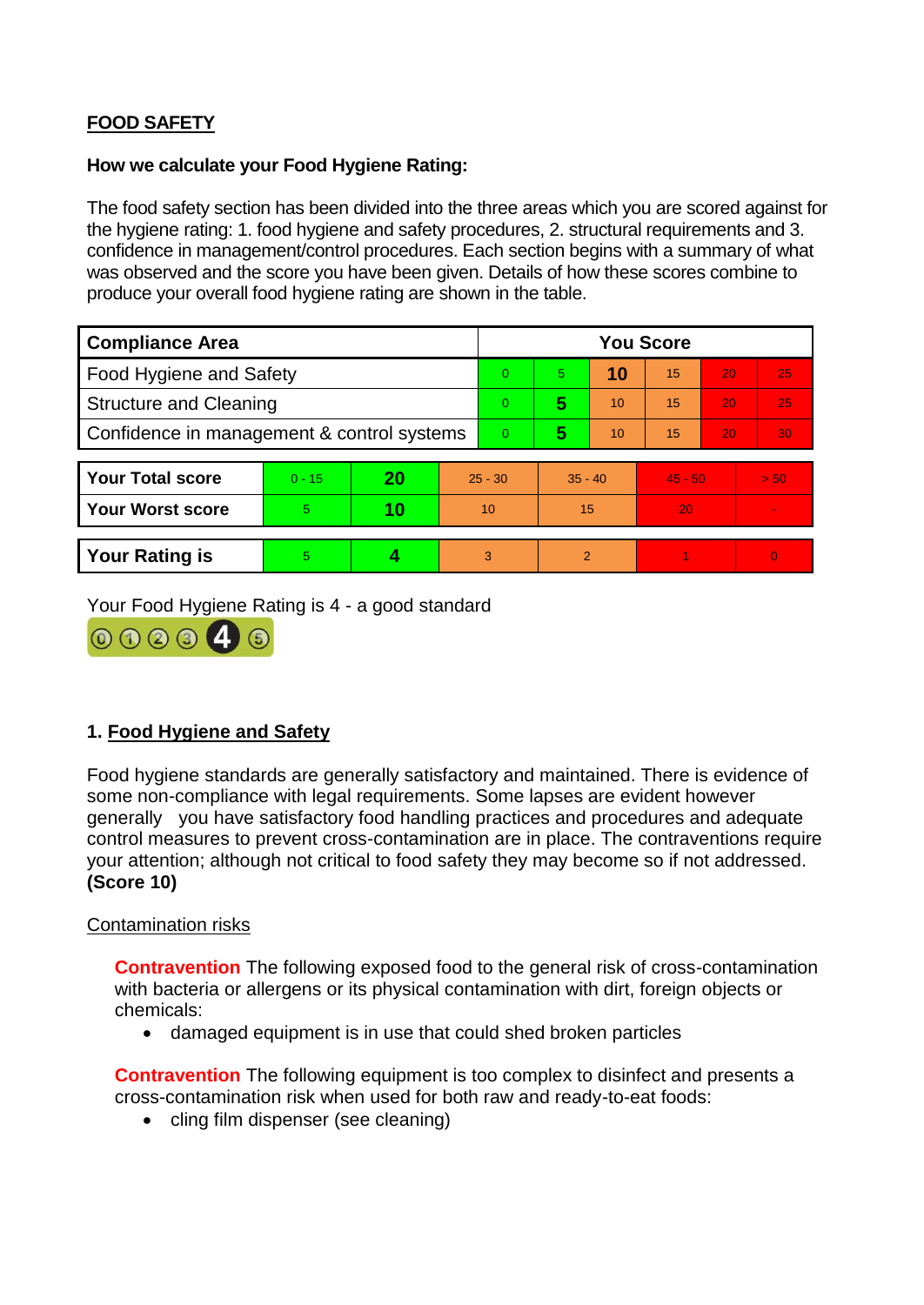**FOOD SAFETY**

**How we calculate your Food Hygiene Rating:**

The food safety section has been divided into the three areas which you are scored against for the hygiene rating: 1. food hygiene and safety procedures, 2. structural requirements and 3. confidence in management/control procedures. Each section begins with a summary of what was observed and the score you have been given. Details of how these scores combine to produce your overall food hygiene rating are shown in the table.

| Compliance Area | You Score | | | | | |
|---|---|---|---|---|---|---|
| Food Hygiene and Safety | 0 | 5 | **10** | 15 | 20 | 25 |
| Structure and Cleaning | 0 | **5** | 10 | 15 | 20 | 25 |
| Confidence in management & control systems | 0 | **5** | 10 | 15 | 20 | 30 |

| | | | | | | |
|---|---|---|---|---|---|---|
| **Your Total score** | 0 - 15 | **20** | 25 - 30 | 35 - 40 | 45 - 50 | > 50 |
| **Your Worst score** | 5 | **10** | 10 | 15 | 20 | - |
| **Your Rating is** | 5 | **4** | 3 | 2 | 1 | 0 |

Your Food Hygiene Rating is 4 - a good standard

## 1. Food Hygiene and Safety

Food hygiene standards are generally satisfactory and maintained. There is evidence of some non-compliance with legal requirements. Some lapses are evident however generally you have satisfactory food handling practices and procedures and adequate control measures to prevent cross-contamination are in place. The contraventions require your attention; although not critical to food safety they may become so if not addressed. **(Score 10)**

Contamination risks

**Contravention** The following exposed food to the general risk of cross-contamination with bacteria or allergens or its physical contamination with dirt, foreign objects or chemicals:

- damaged equipment is in use that could shed broken particles

**Contravention** The following equipment is too complex to disinfect and presents a cross-contamination risk when used for both raw and ready-to-eat foods:

- cling film dispenser (see cleaning)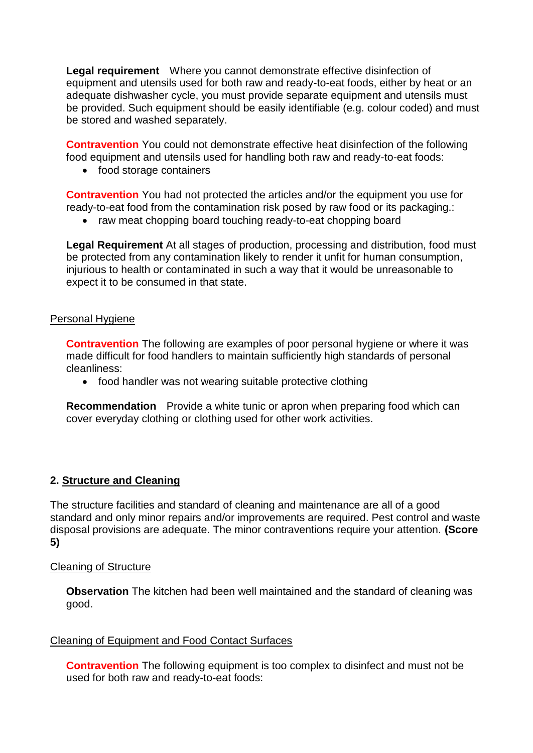**Legal requirement** Where you cannot demonstrate effective disinfection of equipment and utensils used for both raw and ready-to-eat foods, either by heat or an adequate dishwasher cycle, you must provide separate equipment and utensils must be provided. Such equipment should be easily identifiable (e.g. colour coded) and must be stored and washed separately.

**Contravention** You could not demonstrate effective heat disinfection of the following food equipment and utensils used for handling both raw and ready-to-eat foods:

- food storage containers

**Contravention** You had not protected the articles and/or the equipment you use for ready-to-eat food from the contamination risk posed by raw food or its packaging.:

- raw meat chopping board touching ready-to-eat chopping board

**Legal Requirement** At all stages of production, processing and distribution, food must be protected from any contamination likely to render it unfit for human consumption, injurious to health or contaminated in such a way that it would be unreasonable to expect it to be consumed in that state.

### Personal Hygiene

**Contravention** The following are examples of poor personal hygiene or where it was made difficult for food handlers to maintain sufficiently high standards of personal cleanliness:

- food handler was not wearing suitable protective clothing

**Recommendation** Provide a white tunic or apron when preparing food which can cover everyday clothing or clothing used for other work activities.

## 2. Structure and Cleaning

The structure facilities and standard of cleaning and maintenance are all of a good standard and only minor repairs and/or improvements are required. Pest control and waste disposal provisions are adequate. The minor contraventions require your attention. **(Score 5)**

### Cleaning of Structure

**Observation** The kitchen had been well maintained and the standard of cleaning was good.

### Cleaning of Equipment and Food Contact Surfaces

**Contravention** The following equipment is too complex to disinfect and must not be used for both raw and ready-to-eat foods: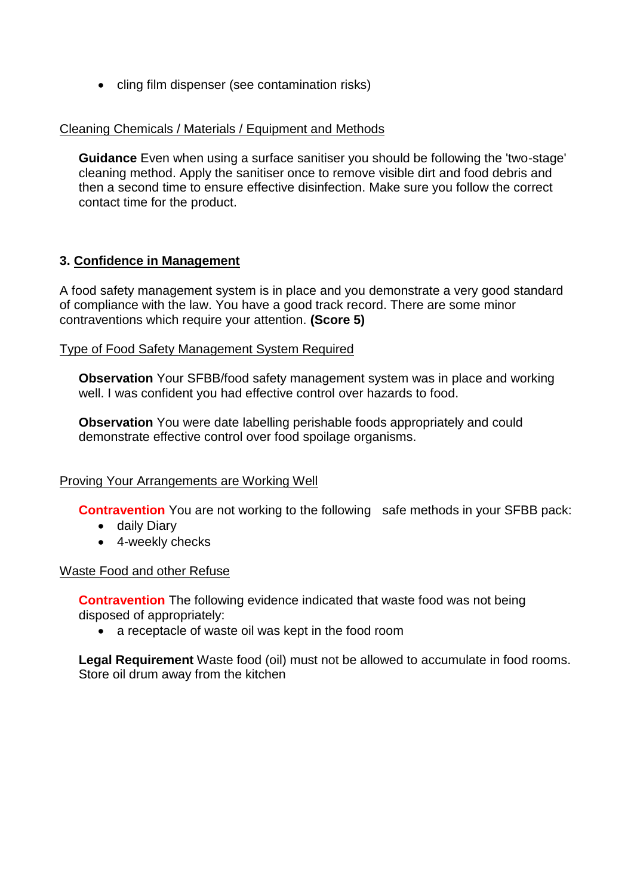- cling film dispenser (see contamination risks)

Cleaning Chemicals / Materials / Equipment and Methods

**Guidance** Even when using a surface sanitiser you should be following the 'two-stage' cleaning method. Apply the sanitiser once to remove visible dirt and food debris and then a second time to ensure effective disinfection. Make sure you follow the correct contact time for the product.

### 3. Confidence in Management

A food safety management system is in place and you demonstrate a very good standard of compliance with the law. You have a good track record. There are some minor contraventions which require your attention. **(Score 5)**

Type of Food Safety Management System Required

**Observation** Your SFBB/food safety management system was in place and working well. I was confident you had effective control over hazards to food.

**Observation** You were date labelling perishable foods appropriately and could demonstrate effective control over food spoilage organisms.

Proving Your Arrangements are Working Well

**Contravention** You are not working to the following safe methods in your SFBB pack:

- daily Diary
- 4-weekly checks

Waste Food and other Refuse

**Contravention** The following evidence indicated that waste food was not being disposed of appropriately:

- a receptacle of waste oil was kept in the food room

**Legal Requirement** Waste food (oil) must not be allowed to accumulate in food rooms. Store oil drum away from the kitchen